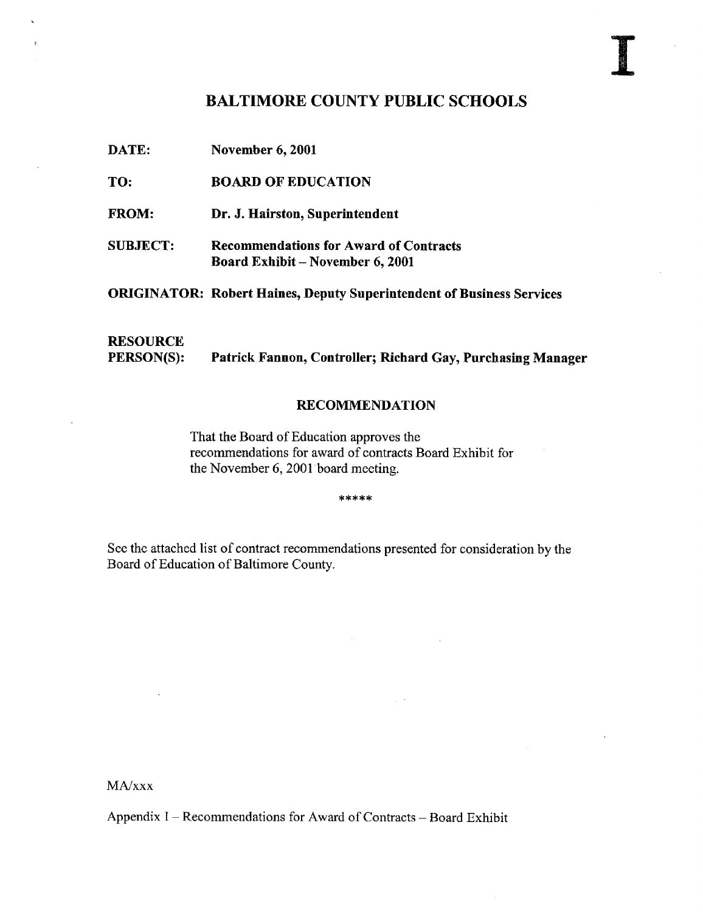I

## BALTIMORE COUNTY PUBLIC SCHOOLS

**DATE:** November 6, 2001

**TO:** BOARD OF EDUCATION

**FROM:** Dr. J. Hairston, Superintendent

**SUBJECT:** Recommendations for Award of Contracts
Board Exhibit – November 6, 2001

**ORIGINATOR:** Robert Haines, Deputy Superintendent of Business Services

**RESOURCE PERSON(S):** Patrick Fannon, Controller; Richard Gay, Purchasing Manager

### RECOMMENDATION

That the Board of Education approves the recommendations for award of contracts Board Exhibit for the November 6, 2001 board meeting.

*****

See the attached list of contract recommendations presented for consideration by the Board of Education of Baltimore County.

MA/xxx

Appendix I – Recommendations for Award of Contracts – Board Exhibit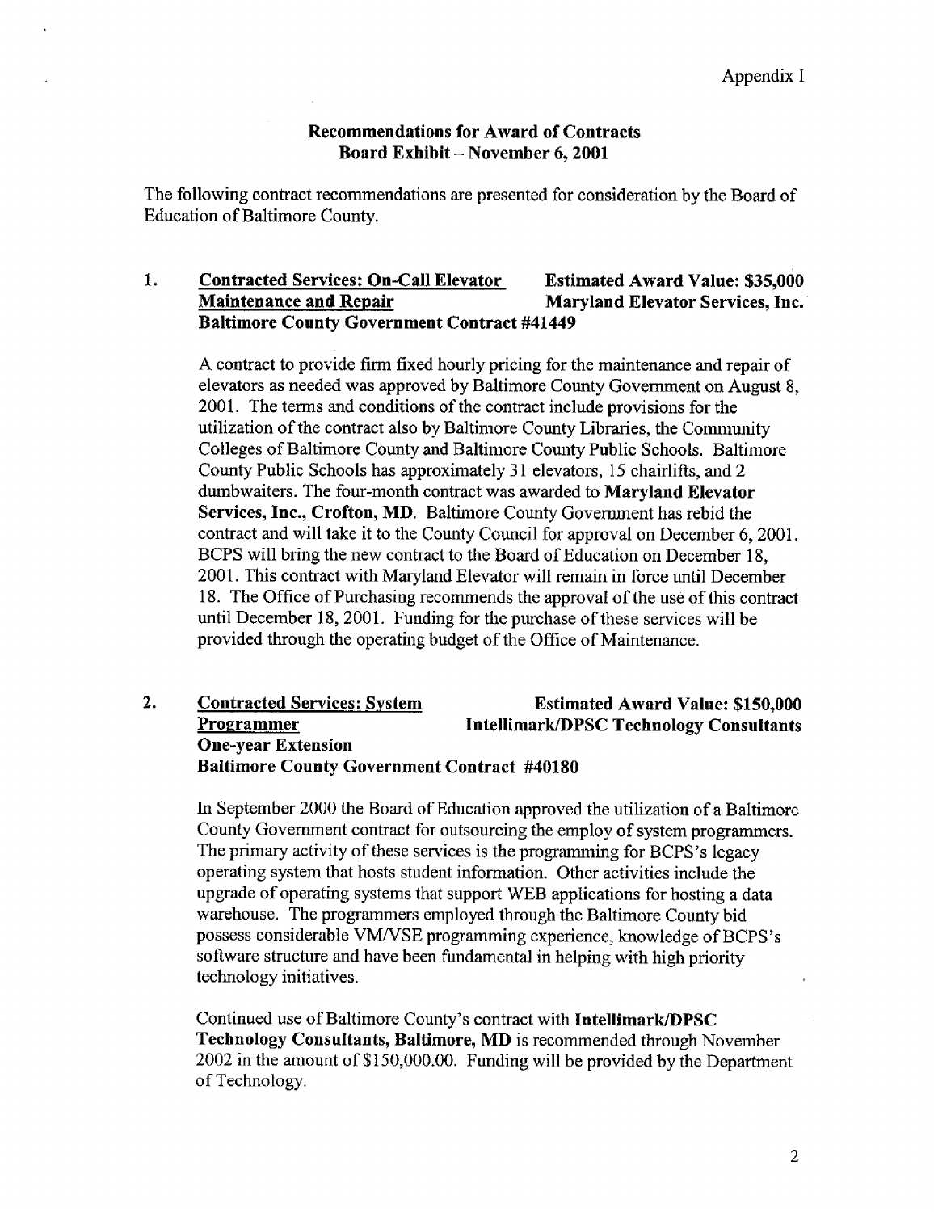Appendix I

**Recommendations for Award of Contracts**
**Board Exhibit – November 6, 2001**

The following contract recommendations are presented for consideration by the Board of Education of Baltimore County.

**1. Contracted Services: On-Call Elevator Maintenance and Repair** — **Estimated Award Value: $35,000** — **Maryland Elevator Services, Inc.**
**Baltimore County Government Contract #41449**

A contract to provide firm fixed hourly pricing for the maintenance and repair of elevators as needed was approved by Baltimore County Government on August 8, 2001. The terms and conditions of the contract include provisions for the utilization of the contract also by Baltimore County Libraries, the Community Colleges of Baltimore County and Baltimore County Public Schools. Baltimore County Public Schools has approximately 31 elevators, 15 chairlifts, and 2 dumbwaiters. The four-month contract was awarded to **Maryland Elevator Services, Inc., Crofton, MD**. Baltimore County Government has rebid the contract and will take it to the County Council for approval on December 6, 2001. BCPS will bring the new contract to the Board of Education on December 18, 2001. This contract with Maryland Elevator will remain in force until December 18. The Office of Purchasing recommends the approval of the use of this contract until December 18, 2001. Funding for the purchase of these services will be provided through the operating budget of the Office of Maintenance.

**2. Contracted Services: System Programmer** — **Estimated Award Value: $150,000** — **Intellimark/DPSC Technology Consultants**
**One-year Extension**
**Baltimore County Government Contract #40180**

In September 2000 the Board of Education approved the utilization of a Baltimore County Government contract for outsourcing the employ of system programmers. The primary activity of these services is the programming for BCPS's legacy operating system that hosts student information. Other activities include the upgrade of operating systems that support WEB applications for hosting a data warehouse. The programmers employed through the Baltimore County bid possess considerable VM/VSE programming experience, knowledge of BCPS's software structure and have been fundamental in helping with high priority technology initiatives.

Continued use of Baltimore County's contract with **Intellimark/DPSC Technology Consultants, Baltimore, MD** is recommended through November 2002 in the amount of $150,000.00. Funding will be provided by the Department of Technology.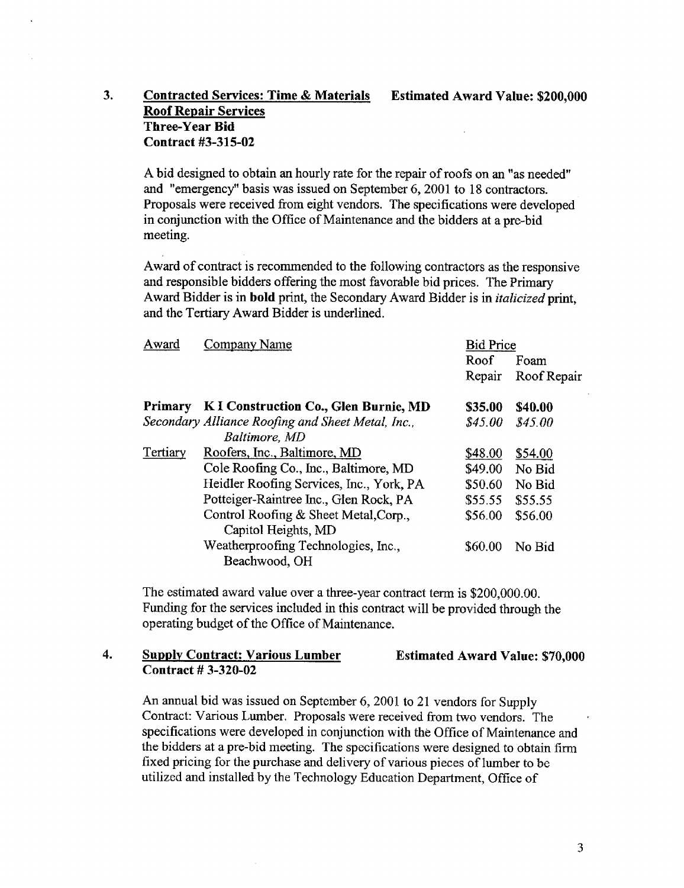3. **Contracted Services: Time & Materials Roof Repair Services** **Estimated Award Value: $200,000**
**Three-Year Bid**
**Contract #3-315-02**

A bid designed to obtain an hourly rate for the repair of roofs on an "as needed" and "emergency" basis was issued on September 6, 2001 to 18 contractors. Proposals were received from eight vendors. The specifications were developed in conjunction with the Office of Maintenance and the bidders at a pre-bid meeting.

Award of contract is recommended to the following contractors as the responsive and responsible bidders offering the most favorable bid prices. The Primary Award Bidder is in **bold** print, the Secondary Award Bidder is in *italicized* print, and the Tertiary Award Bidder is underlined.

| Award | Company Name | Bid Price | |
|---|---|---|---|
| | | Roof Repair | Foam Roof Repair |
| **Primary** | **K I Construction Co., Glen Burnie, MD** | **$35.00** | **$40.00** |
| *Secondary* | *Alliance Roofing and Sheet Metal, Inc., Baltimore, MD* | *$45.00* | *$45.00* |
| <u>Tertiary</u> | <u>Roofers, Inc., Baltimore, MD</u> | <u>$48.00</u> | <u>$54.00</u> |
| | Cole Roofing Co., Inc., Baltimore, MD | $49.00 | No Bid |
| | Heidler Roofing Services, Inc., York, PA | $50.60 | No Bid |
| | Potteiger-Raintree Inc., Glen Rock, PA | $55.55 | $55.55 |
| | Control Roofing & Sheet Metal,Corp., Capitol Heights, MD | $56.00 | $56.00 |
| | Weatherproofing Technologies, Inc., Beachwood, OH | $60.00 | No Bid |

The estimated award value over a three-year contract term is $200,000.00. Funding for the services included in this contract will be provided through the operating budget of the Office of Maintenance.

4. **Supply Contract: Various Lumber** **Estimated Award Value: $70,000**
**Contract # 3-320-02**

An annual bid was issued on September 6, 2001 to 21 vendors for Supply Contract: Various Lumber. Proposals were received from two vendors. The specifications were developed in conjunction with the Office of Maintenance and the bidders at a pre-bid meeting. The specifications were designed to obtain firm fixed pricing for the purchase and delivery of various pieces of lumber to be utilized and installed by the Technology Education Department, Office of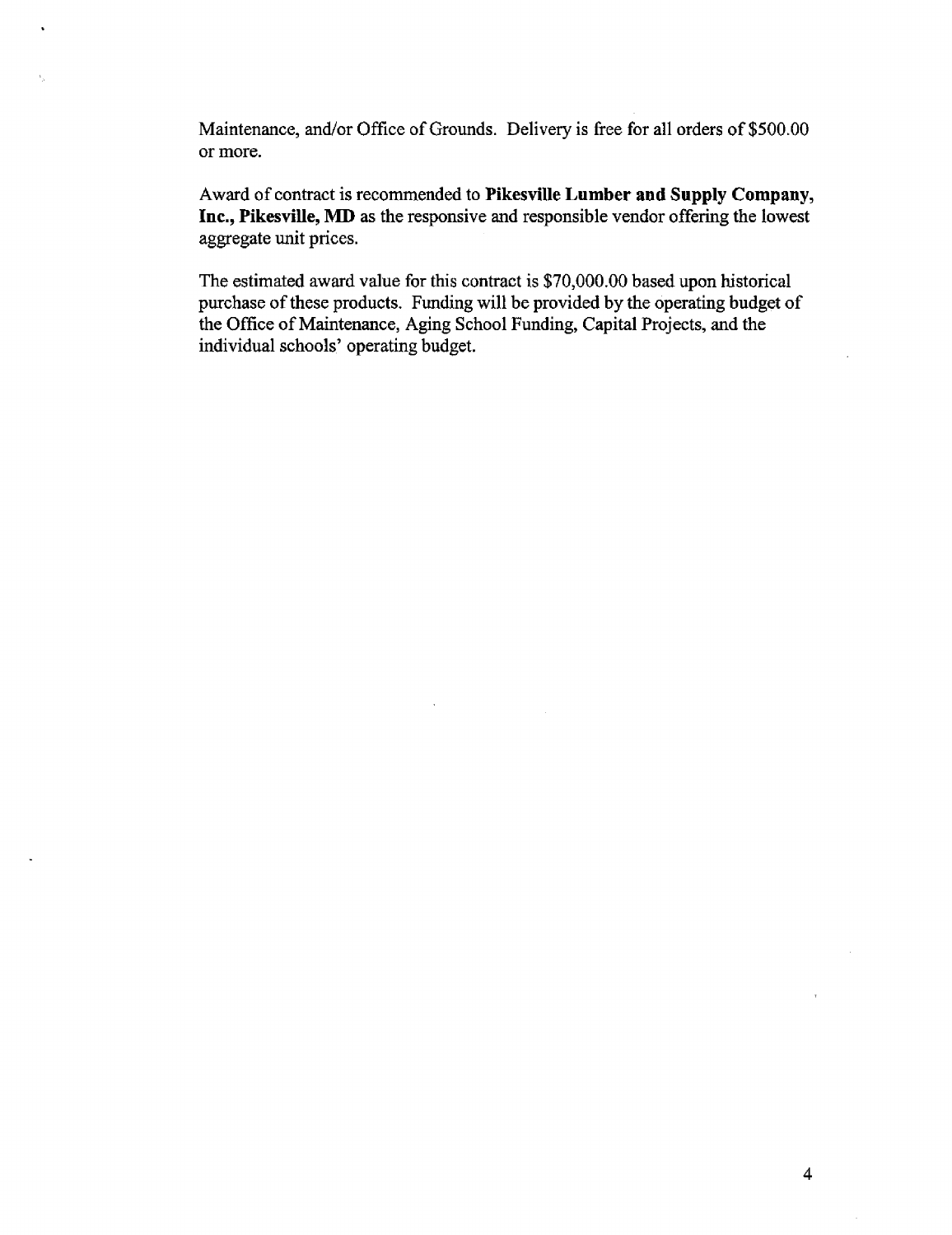Maintenance, and/or Office of Grounds. Delivery is free for all orders of $500.00 or more.

Award of contract is recommended to **Pikesville Lumber and Supply Company, Inc., Pikesville, MD** as the responsive and responsible vendor offering the lowest aggregate unit prices.

The estimated award value for this contract is $70,000.00 based upon historical purchase of these products. Funding will be provided by the operating budget of the Office of Maintenance, Aging School Funding, Capital Projects, and the individual schools' operating budget.